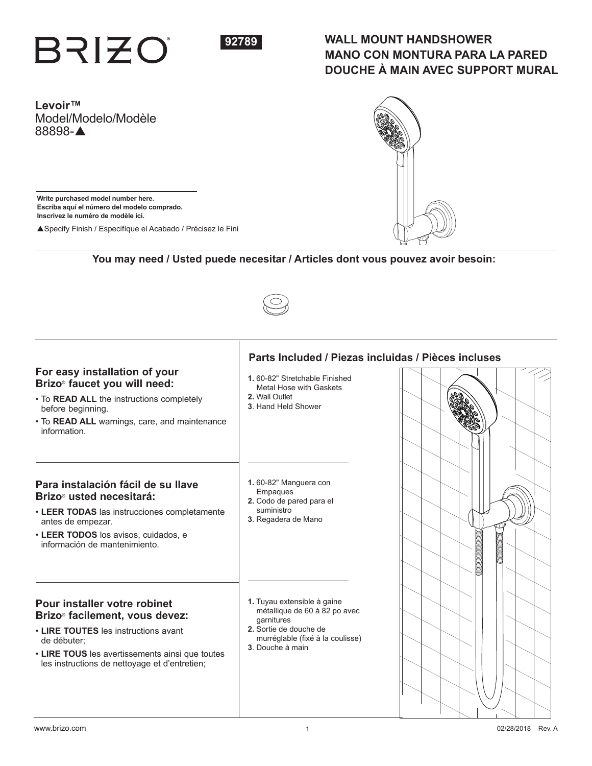# BRIZO

**92789**

## WALL MOUNT HANDSHOWER
## MANO CON MONTURA PARA LA PARED
## DOUCHE À MAIN AVEC SUPPORT MURAL

**Levoir™**
Model/Modelo/Modèle
88898-▲

**Write purchased model number here.**
**Escriba aquí el número del modelo comprado.**
**Inscrivez le numéro de modèle ici.**

▲Specify Finish / Especifíque el Acabado / Précisez le Fini

**You may need / Usted puede necesitar / Articles dont vous pouvez avoir besoin:**

### For easy installation of your Brizo® faucet you will need:

- To **READ ALL** the instructions completely before beginning.
- To **READ ALL** warnings, care, and maintenance information.

### Para instalación fácil de su llave Brizo® usted necesitará:

- **LEER TODAS** las instrucciones completamente antes de empezar.
- **LEER TODOS** los avisos, cuidados, e información de mantenimiento.

### Pour installer votre robinet Brizo® facilement, vous devez:

- **LIRE TOUTES** les instructions avant de débuter;
- **LIRE TOUS** les avertissements ainsi que toutes les instructions de nettoyage et d'entretien;

## Parts Included / Piezas incluidas / Pièces incluses

1. 60-82" Stretchable Finished Metal Hose with Gaskets
2. Wall Outlet
3. Hand Held Shower

1. 60-82" Manguera con Empaques
2. Codo de pared para el suministro
3. Regadera de Mano

1. Tuyau extensible à gaine métallique de 60 à 82 po avec garnitures
2. Sortie de douche de murréglable (fixé à la coulisse)
3. Douche à main

www.brizo.com

02/28/2018 Rev. A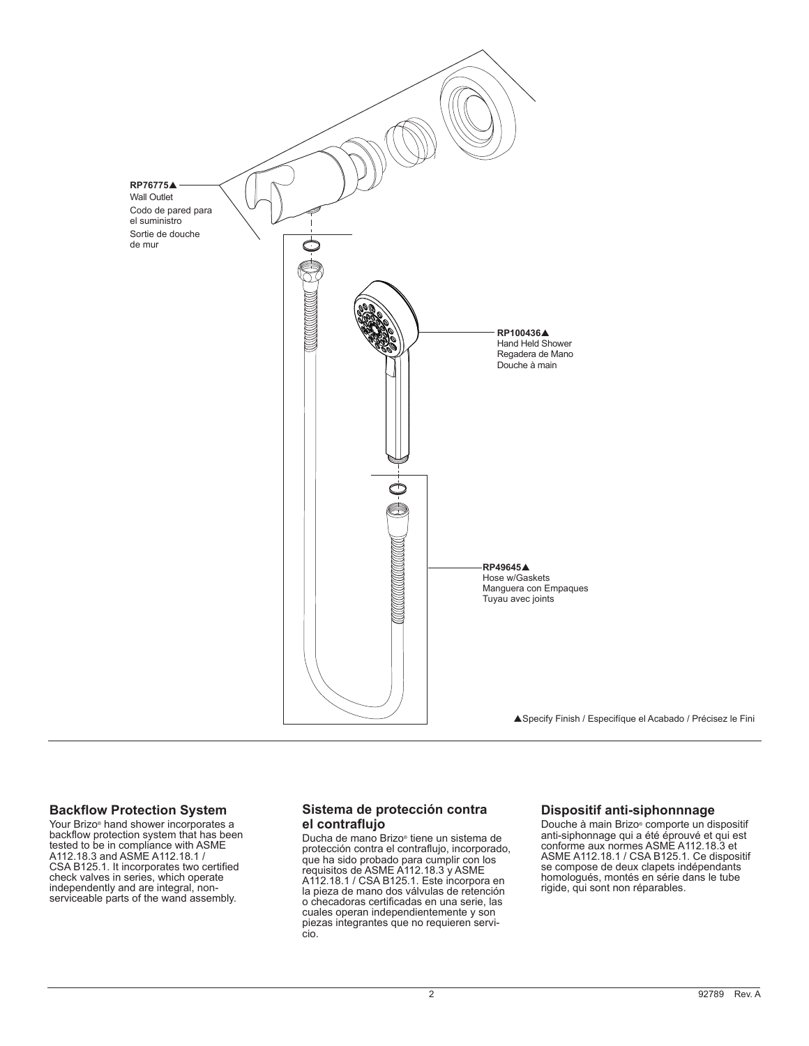**RP76775▲**
Wall Outlet
Codo de pared para el suministro
Sortie de douche de mur

**RP100436▲**
Hand Held Shower
Regadera de Mano
Douche à main

**RP49645▲**
Hose w/Gaskets
Manguera con Empaques
Tuyau avec joints

▲Specify Finish / Especifíque el Acabado / Précisez le Fini

## Backflow Protection System

Your Brizo® hand shower incorporates a backflow protection system that has been tested to be in compliance with ASME A112.18.3 and ASME A112.18.1 / CSA B125.1. It incorporates two certified check valves in series, which operate independently and are integral, non-serviceable parts of the wand assembly.

## Sistema de protección contra el contraflujo

Ducha de mano Brizo® tiene un sistema de protección contra el contraflujo, incorporado, que ha sido probado para cumplir con los requisitos de ASME A112.18.3 y ASME A112.18.1 / CSA B125.1. Este incorpora en la pieza de mano dos válvulas de retención o checadoras certificadas en una serie, las cuales operan independientemente y son piezas integrantes que no requieren servicio.

## Dispositif anti-siphonnnage

Douche à main Brizo® comporte un dispositif anti-siphonnage qui a été éprouvé et qui est conforme aux normes ASME A112.18.3 et ASME A112.18.1 / CSA B125.1. Ce dispositif se compose de deux clapets indépendants homologués, montés en série dans le tube rigide, qui sont non réparables.

92789 Rev. A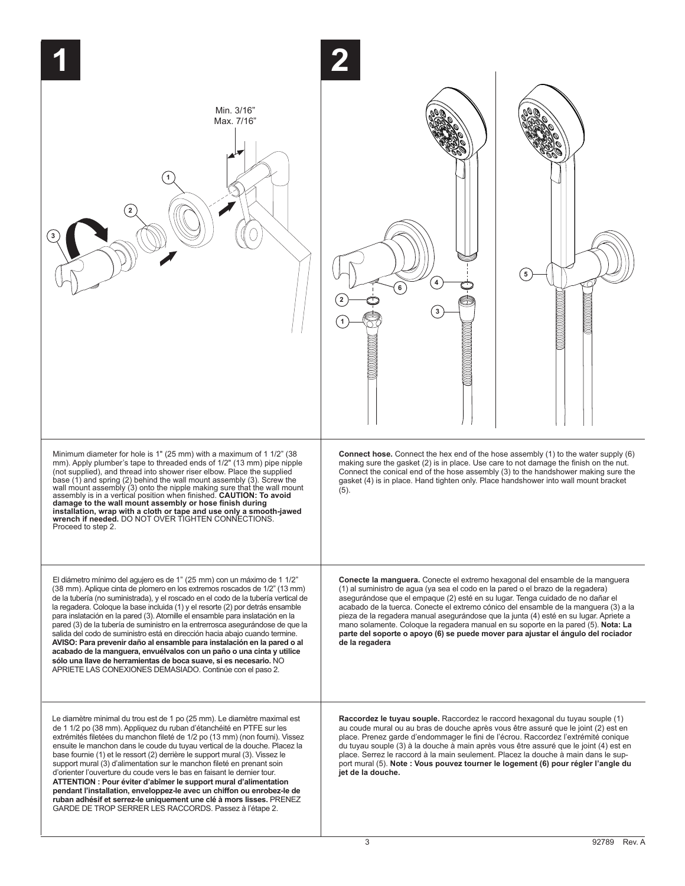## 1

Min. 3/16"
Max. 7/16"

Minimum diameter for hole is 1" (25 mm) with a maximum of 1 1/2" (38 mm). Apply plumber's tape to threaded ends of 1/2" (13 mm) pipe nipple (not supplied), and thread into shower riser elbow. Place the supplied base (1) and spring (2) behind the wall mount assembly (3). Screw the wall mount assembly (3) onto the nipple making sure that the wall mount assembly is in a vertical position when finished. **CAUTION: To avoid damage to the wall mount assembly or hose finish during installation, wrap with a cloth or tape and use only a smooth-jawed wrench if needed.** DO NOT OVER TIGHTEN CONNECTIONS. Proceed to step 2.

El diámetro mínimo del agujero es de 1" (25 mm) con un máximo de 1 1/2" (38 mm). Aplique cinta de plomero en los extremos roscados de 1/2" (13 mm) de la tubería (no suministrada), y el roscado en el codo de la tubería vertical de la regadera. Coloque la base incluida (1) y el resorte (2) por detrás ensamble para inslatación en la pared (3). Atornille el ensamble para instalación en la pared (3) de la tubería de suministro en la entrerrosca asegurándose de que la salida del codo de suministro está en dirección hacia abajo cuando termine. **AVISO: Para prevenir daño al ensamble para instalación en la pared o al acabado de la manguera, envuélvalos con un paño o una cinta y utilice sólo una llave de herramientas de boca suave, si es necesario.** NO APRIETE LAS CONEXIONES DEMASIADO. Continúe con el paso 2.

Le diamètre minimal du trou est de 1 po (25 mm). Le diamètre maximal est de 1 1/2 po (38 mm). Appliquez du ruban d'étanchéité en PTFE sur les extrémités filetées du manchon fileté de 1/2 po (13 mm) (non fourni). Vissez ensuite le manchon dans le coude du tuyau vertical de la douche. Placez la base fournie (1) et le ressort (2) derrière le support mural (3). Vissez le support mural (3) d'alimentation sur le manchon fileté en prenant soin d'orienter l'ouverture du coude vers le bas en faisant le dernier tour. **ATTENTION : Pour éviter d'abîmer le support mural d'alimentation pendant l'installation, enveloppez-le avec un chiffon ou enrobez-le de ruban adhésif et serrez-le uniquement une clé à mors lisses.** PRENEZ GARDE DE TROP SERRER LES RACCORDS. Passez à l'étape 2.

## 2

**Connect hose.** Connect the hex end of the hose assembly (1) to the water supply (6) making sure the gasket (2) is in place. Use care to not damage the finish on the nut. Connect the conical end of the hose assembly (3) to the handshower making sure the gasket (4) is in place. Hand tighten only. Place handshower into wall mount bracket (5).

**Conecte la manguera.** Conecte el extremo hexagonal del ensamble de la manguera (1) al suministro de agua (ya sea el codo en la pared o el brazo de la regadera) asegurándose que el empaque (2) esté en su lugar. Tenga cuidado de no dañar el acabado de la tuerca. Conecte el extremo cónico del ensamble de la manguera (3) a la pieza de la regadera manual asegurándose que la junta (4) esté en su lugar. Apriete a mano solamente. Coloque la regadera manual en su soporte en la pared (5). **Nota: La parte del soporte o apoyo (6) se puede mover para ajustar el ángulo del rociador de la regadera**

**Raccordez le tuyau souple.** Raccordez le raccord hexagonal du tuyau souple (1) au coude mural ou au bras de douche après vous être assuré que le joint (2) est en place. Prenez garde d'endommager le fini de l'écrou. Raccordez l'extrémité conique du tuyau souple (3) à la douche à main après vous être assuré que le joint (4) est en place. Serrez le raccord à la main seulement. Placez la douche à main dans le support mural (5). **Note : Vous pouvez tourner le logement (6) pour régler l'angle du jet de la douche.**

92789 Rev. A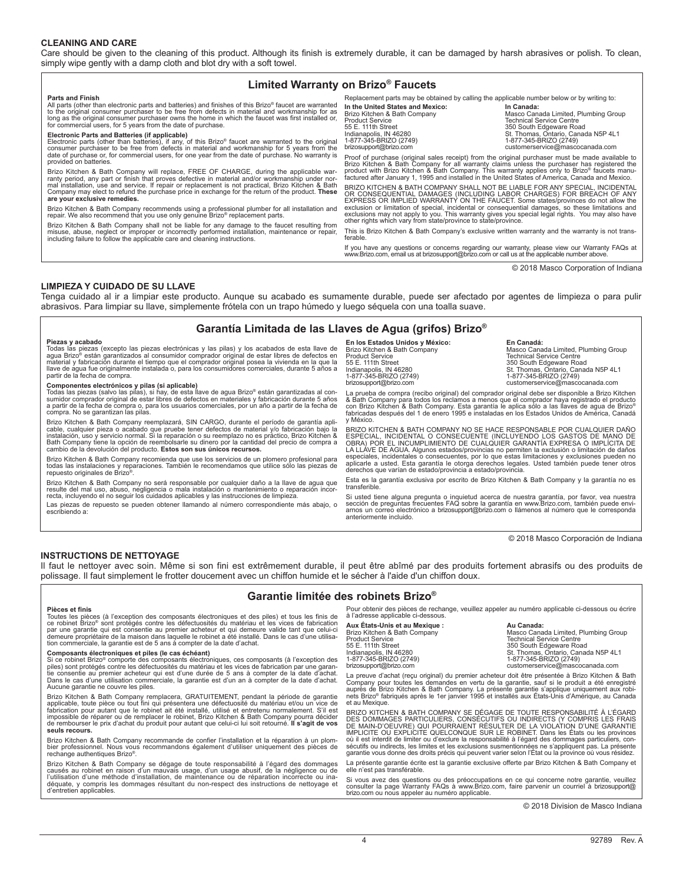## CLEANING AND CARE

Care should be given to the cleaning of this product. Although its finish is extremely durable, it can be damaged by harsh abrasives or polish. To clean, simply wipe gently with a damp cloth and blot dry with a soft towel.

## Limited Warranty on Brizo® Faucets

**Parts and Finish**
All parts (other than electronic parts and batteries) and finishes of this Brizo® faucet are warranted to the original consumer purchaser to be free from defects in material and workmanship for as long as the original consumer purchaser owns the home in which the faucet was first installed or, for commercial users, for 5 years from the date of purchase.

**Electronic Parts and Batteries (if applicable)**
Electronic parts (other than batteries), if any, of this Brizo® faucet are warranted to the original consumer purchaser to be free from defects in material and workmanship for 5 years from the date of purchase or, for commercial users, for one year from the date of purchase. No warranty is provided on batteries.

Brizo Kitchen & Bath Company will replace, FREE OF CHARGE, during the applicable warranty period, any part or finish that proves defective in material and/or workmanship under normal installation, use and service. If repair or replacement is not practical, Brizo Kitchen & Bath Company may elect to refund the purchase price in exchange for the return of the product. **These are your exclusive remedies.**

Brizo Kitchen & Bath Company recommends using a professional plumber for all installation and repair. We also recommend that you use only genuine Brizo® replacement parts.

Brizo Kitchen & Bath Company shall not be liable for any damage to the faucet resulting from misuse, abuse, neglect or improper or incorrectly performed installation, maintenance or repair, including failure to follow the applicable care and cleaning instructions.

Replacement parts may be obtained by calling the applicable number below or by writing to:

**In the United States and Mexico:**
Brizo Kitchen & Bath Company
Product Service
55 E. 111th Street
Indianapolis, IN 46280
1-877-345-BRIZO (2749)
brizosupport@brizo.com

**In Canada:**
Masco Canada Limited, Plumbing Group
Technical Service Centre
350 South Edgeware Road
St. Thomas, Ontario, Canada N5P 4L1
1-877-345-BRIZO (2749)
customerservice@mascocanada.com

Proof of purchase (original sales receipt) from the original purchaser must be made available to Brizo Kitchen & Bath Company for all warranty claims unless the purchaser has registered the product with Brizo Kitchen & Bath Company. This warranty applies only to Brizo® faucets manufactured after January 1, 1995 and installed in the United States of America, Canada and Mexico.

BRIZO KITCHEN & BATH COMPANY SHALL NOT BE LIABLE FOR ANY SPECIAL, INCIDENTAL OR CONSEQUENTIAL DAMAGES (INCLUDING LABOR CHARGES) FOR BREACH OF ANY EXPRESS OR IMPLIED WARRANTY ON THE FAUCET. Some states/provinces do not allow the exclusion or limitation of special, incidental or consequential damages, so these limitations and exclusions may not apply to you. This warranty gives you special legal rights. You may also have other rights which vary from state/province to state/province.

This is Brizo Kitchen & Bath Company's exclusive written warranty and the warranty is not transferable.

If you have any questions or concerns regarding our warranty, please view our Warranty FAQs at www.Brizo.com, email us at brizosupport@brizo.com or call us at the applicable number above.

© 2018 Masco Corporation of Indiana

## LIMPIEZA Y CUIDADO DE SU LLAVE

Tenga cuidado al ir a limpiar este producto. Aunque su acabado es sumamente durable, puede ser afectado por agentes de limpieza o para pulir abrasivos. Para limpiar su llave, simplemente frótela con un trapo húmedo y luego séquela con una toalla suave.

## Garantía Limitada de las Llaves de Agua (grifos) Brizo®

**Piezas y acabado**
Todas las piezas (excepto las piezas electrónicas y las pilas) y los acabados de esta llave de agua Brizo® están garantizados al consumidor comprador original de estar libres de defectos en material y fabricación durante el tiempo que el comprador original posea la vivienda en la que la llave de agua fue originalmente instalada o, para los consumidores comerciales, durante 5 años a partir de la fecha de compra.

**Componentes electrónicos y pilas (si aplicable)**
Todas las piezas (salvo las pilas), si hay, de esta llave de agua Brizo® están garantizadas al consumidor comprador original de estar libres de defectos en materiales y fabricación durante 5 años a partir de la fecha de compra o, para los usuarios comerciales, por un año a partir de la fecha de compra. No se garantizan las pilas.

Brizo Kitchen & Bath Company reemplazará, SIN CARGO, durante el período de garantía aplicable, cualquier pieza o acabado que pruebe tener defectos de material y/o fabricación bajo la instalación, uso y servicio normal. Si la reparación o su reemplazo no es práctico, Brizo Kitchen & Bath Company tiene la opción de reembolsarle su dinero por la cantidad del precio de compra a cambio de la devolución del producto. **Estos son sus únicos recursos.**

Brizo Kitchen & Bath Company recomienda que use los servicios de un plomero profesional para todas las instalaciones y reparaciones. También le recomendamos que utilice sólo las piezas de repuesto originales de Brizo®.

Brizo Kitchen & Bath Company no será responsable por cualquier daño a la llave de agua que resulte del mal uso, abuso, negligencia o mala instalación o mantenimiento o reparación incorrecta, incluyendo el no seguir los cuidados aplicables y las instrucciones de limpieza.

Las piezas de repuesto se pueden obtener llamando al número correspondiente más abajo, o escribiendo a:

**En los Estados Unidos y México:**
Brizo Kitchen & Bath Company
Product Service
55 E. 111th Street
Indianapolis, IN 46280
1-877-345-BRIZO (2749)
brizosupport@brizo.com

**En Canadá:**
Masco Canada Limited, Plumbing Group
Technical Service Centre
350 South Edgeware Road
St. Thomas, Ontario, Canada N5P 4L1
1-877-345-BRIZO (2749)
customerservice@mascocanada.com

La prueba de compra (recibo original) del comprador original debe ser disponible a Brizo Kitchen & Bath Company para todos los reclamos a menos que el comprador haya registrado el producto con Brizo Kitchen & Bath Company. Esta garantía le aplica sólo a las llaves de agua de Brizo® fabricadas después del 1 de enero 1995 e instaladas en los Estados Unidos de América, Canadá y México.

BRIZO KITCHEN & BATH COMPANY NO SE HACE RESPONSABLE POR CUALQUIER DAÑO ESPECIAL, INCIDENTAL O CONSECUENTE (INCLUYENDO LOS GASTOS DE MANO DE OBRA) POR EL INCUMPLIMIENTO DE CUALQUIER GARANTÍA EXPRESA O IMPLÍCITA DE LA LLAVE DE AGUA. Algunos estados/provincias no permiten la exclusión o limitación de daños especiales, incidentales o consecuentes, por lo que estas limitaciones y exclusiones pueden no aplicarle a usted. Esta garantía le otorga derechos legales. Usted también puede tener otros derechos que varían de estado/provincia a estado/provincia.

Esta es la garantía exclusiva por escrito de Brizo Kitchen & Bath Company y la garantía no es transferible.

Si usted tiene alguna pregunta o inquietud acerca de nuestra garantía, por favor, vea nuestra sección de preguntas frecuentes FAQ sobre la garantía en www.Brizo.com, también puede enviarnos un correo electrónico a brizosupport@brizo.com o llámenos al número que le corresponda anteriormente incluido.

© 2018 Masco Corporación de Indiana

## INSTRUCTIONS DE NETTOYAGE

Il faut le nettoyer avec soin. Même si son fini est extrêmement durable, il peut être abîmé par des produits fortement abrasifs ou des produits de polissage. Il faut simplement le frotter doucement avec un chiffon humide et le sécher à l'aide d'un chiffon doux.

## Garantie limitée des robinets Brizo®

**Pièces et finis**
Toutes les pièces (à l'exception des composants électroniques et des piles) et tous les finis de ce robinet Brizo® sont protégés contre les défectuosités du matériau et les vices de fabrication par une garantie qui est consentie au premier acheteur et qui demeure valide tant que celui-ci demeure propriétaire de la maison dans laquelle le robinet a été installé. Dans le cas d'une utilisation commerciale, la garantie est de 5 ans à compter de la date d'achat.

**Composants électroniques et piles (le cas échéant)**
Si ce robinet Brizo® comporte des composants électroniques, ces composants (à l'exception des piles) sont protégés contre les défectuosités du matériau et les vices de fabrication par une garantie consentie au premier acheteur qui est d'une durée de 5 ans à compter de la date d'achat. Dans le cas d'une utilisation commerciale, la garantie est d'un an à compter de la date d'achat. Aucune garantie ne couvre les piles.

Brizo Kitchen & Bath Company remplacera, GRATUITEMENT, pendant la période de garantie applicable, toute pièce ou tout fini qui présentera une défectuosité du matériau et/ou un vice de fabrication pour autant que le robinet ait été installé, utilisé et entretenu normalement. S'il est impossible de réparer ou de remplacer le robinet, Brizo Kitchen & Bath Company pourra décider de rembourser le prix d'achat du produit pour autant que celui-ci lui soit retourné. **Il s'agit de vos seuls recours.**

Brizo Kitchen & Bath Company recommande de confier l'installation et la réparation à un plombier professionnel. Nous vous recommandons également d'utiliser uniquement des pièces de rechange authentiques Brizo®.

Brizo Kitchen & Bath Company se dégage de toute responsabilité à l'égard des dommages causés au robinet en raison d'un mauvais usage, d'un usage abusif, de la négligence ou de l'utilisation d'une méthode d'installation, de maintenance ou de réparation incorrecte ou inadéquate, y compris les dommages résultant du non-respect des instructions de nettoyage et d'entretien applicables.

Pour obtenir des pièces de rechange, veuillez appeler au numéro applicable ci-dessous ou écrire à l'adresse applicable ci-dessous.

**Aux États-Unis et au Mexique :**
Brizo Kitchen & Bath Company
Product Service
55 E. 111th Street
Indianapolis, IN 46280
1-877-345-BRIZO (2749)
brizosupport@brizo.com

**Au Canada:**
Masco Canada Limited, Plumbing Group
Technical Service Centre
350 South Edgeware Road
St. Thomas, Ontario, Canada N5P 4L1
1-877-345-BRIZO (2749)
customerservice@mascocanada.com

La preuve d'achat (reçu original) du premier acheteur doit être présentée à Brizo Kitchen & Bath Company pour toutes les demandes en vertu de la garantie, sauf si le produit a été enregistré auprès de Brizo Kitchen & Bath Company. La présente garantie s'applique uniquement aux robinets Brizo® fabriqués après le 1er janvier 1995 et installés aux États-Unis d'Amérique, au Canada et au Mexique.

BRIZO KITCHEN & BATH COMPANY SE DÉGAGE DE TOUTE RESPONSABILITÉ À L'ÉGARD DES DOMMAGES PARTICULIERS, CONSÉCUTIFS OU INDIRECTS (Y COMPRIS LES FRAIS DE MAIN-D'OEUVRE) QUI POURRAIENT RÉSULTER DE LA VIOLATION D'UNE GARANTIE IMPLICITE OU EXPLICITE QUELCONQUE SUR LE ROBINET. Dans les États ou les provinces où il est interdit de limiter ou d'exclure la responsabilité à l'égard des dommages particuliers, consécutifs ou indirects, les limites et les exclusions susmentionnées ne s'appliquent pas. La présente garantie vous donne des droits précis qui peuvent varier selon l'État ou la province où vous résidez.

La présente garantie écrite est la garantie exclusive offerte par Brizo Kitchen & Bath Company et elle n'est pas transférable.

Si vous avez des questions ou des préoccupations en ce qui concerne notre garantie, veuillez consulter la page Warranty FAQs à www.Brizo.com, faire parvenir un courriel à brizosupport@brizo.com ou nous appeler au numéro applicable.

© 2018 Division de Masco Indiana

92789 Rev. A